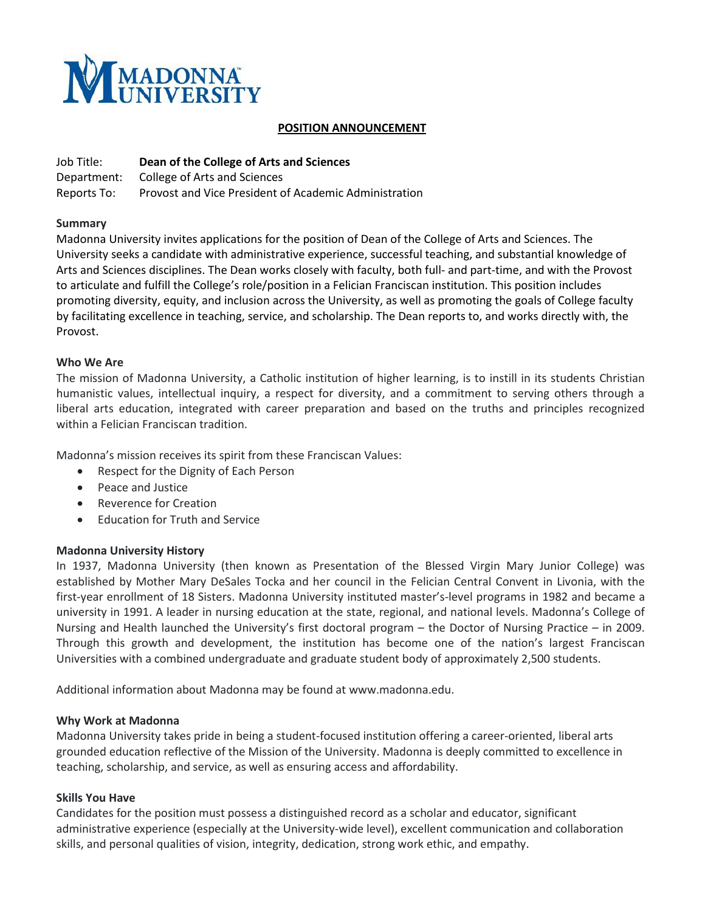MADONNA UNIVERSITY

## POSITION ANNOUNCEMENT

Job Title: **Dean of the College of Arts and Sciences**
Department: College of Arts and Sciences
Reports To: Provost and Vice President of Academic Administration

### Summary

Madonna University invites applications for the position of Dean of the College of Arts and Sciences. The University seeks a candidate with administrative experience, successful teaching, and substantial knowledge of Arts and Sciences disciplines. The Dean works closely with faculty, both full- and part-time, and with the Provost to articulate and fulfill the College's role/position in a Felician Franciscan institution. This position includes promoting diversity, equity, and inclusion across the University, as well as promoting the goals of College faculty by facilitating excellence in teaching, service, and scholarship. The Dean reports to, and works directly with, the Provost.

### Who We Are

The mission of Madonna University, a Catholic institution of higher learning, is to instill in its students Christian humanistic values, intellectual inquiry, a respect for diversity, and a commitment to serving others through a liberal arts education, integrated with career preparation and based on the truths and principles recognized within a Felician Franciscan tradition.

Madonna's mission receives its spirit from these Franciscan Values:

- Respect for the Dignity of Each Person
- Peace and Justice
- Reverence for Creation
- Education for Truth and Service

### Madonna University History

In 1937, Madonna University (then known as Presentation of the Blessed Virgin Mary Junior College) was established by Mother Mary DeSales Tocka and her council in the Felician Central Convent in Livonia, with the first-year enrollment of 18 Sisters. Madonna University instituted master's-level programs in 1982 and became a university in 1991. A leader in nursing education at the state, regional, and national levels. Madonna's College of Nursing and Health launched the University's first doctoral program – the Doctor of Nursing Practice – in 2009. Through this growth and development, the institution has become one of the nation's largest Franciscan Universities with a combined undergraduate and graduate student body of approximately 2,500 students.

Additional information about Madonna may be found at www.madonna.edu.

### Why Work at Madonna

Madonna University takes pride in being a student-focused institution offering a career-oriented, liberal arts grounded education reflective of the Mission of the University. Madonna is deeply committed to excellence in teaching, scholarship, and service, as well as ensuring access and affordability.

### Skills You Have

Candidates for the position must possess a distinguished record as a scholar and educator, significant administrative experience (especially at the University-wide level), excellent communication and collaboration skills, and personal qualities of vision, integrity, dedication, strong work ethic, and empathy.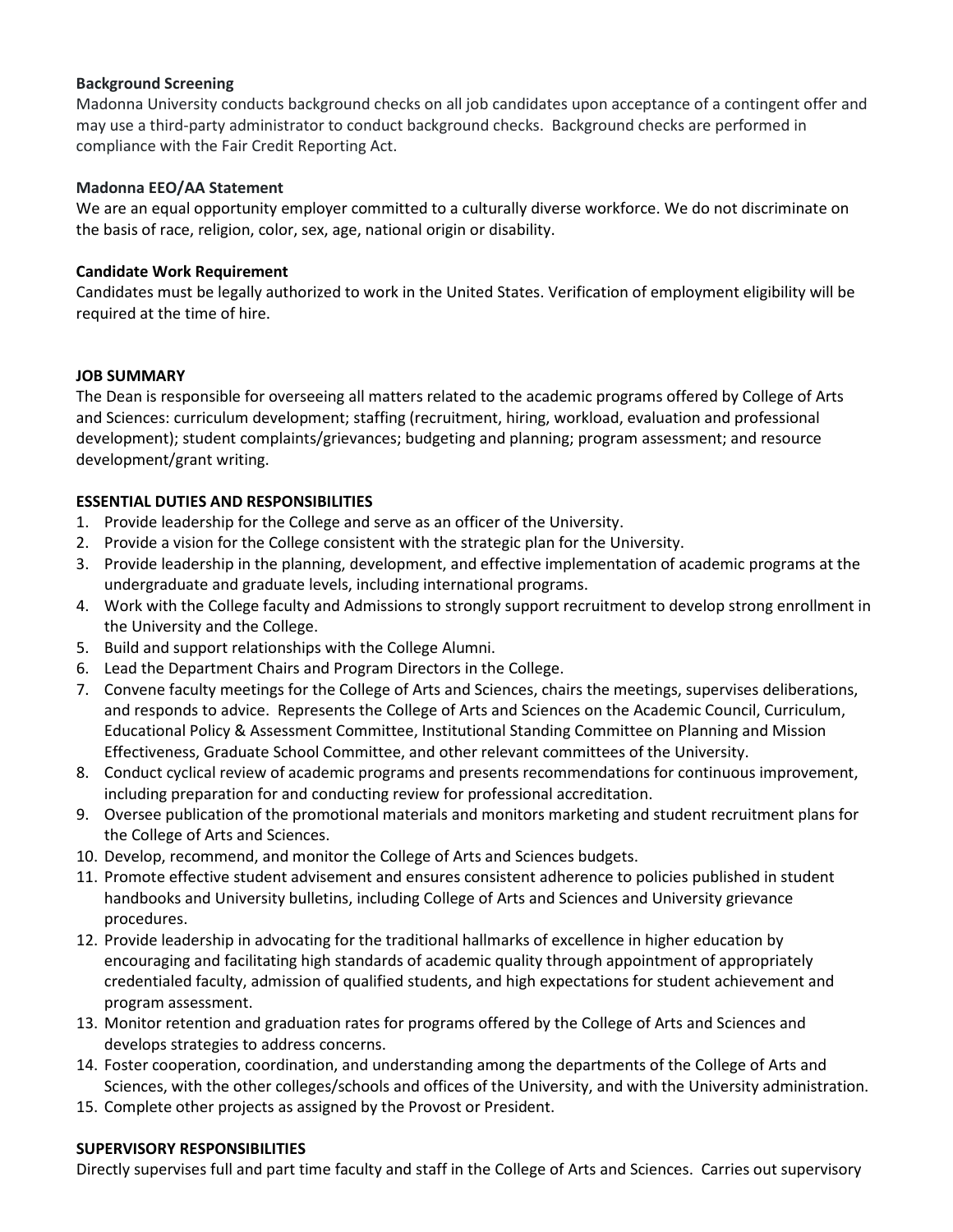**Background Screening**

Madonna University conducts background checks on all job candidates upon acceptance of a contingent offer and may use a third-party administrator to conduct background checks. Background checks are performed in compliance with the Fair Credit Reporting Act.

**Madonna EEO/AA Statement**

We are an equal opportunity employer committed to a culturally diverse workforce. We do not discriminate on the basis of race, religion, color, sex, age, national origin or disability.

**Candidate Work Requirement**

Candidates must be legally authorized to work in the United States. Verification of employment eligibility will be required at the time of hire.

**JOB SUMMARY**

The Dean is responsible for overseeing all matters related to the academic programs offered by College of Arts and Sciences: curriculum development; staffing (recruitment, hiring, workload, evaluation and professional development); student complaints/grievances; budgeting and planning; program assessment; and resource development/grant writing.

**ESSENTIAL DUTIES AND RESPONSIBILITIES**

1. Provide leadership for the College and serve as an officer of the University.
2. Provide a vision for the College consistent with the strategic plan for the University.
3. Provide leadership in the planning, development, and effective implementation of academic programs at the undergraduate and graduate levels, including international programs.
4. Work with the College faculty and Admissions to strongly support recruitment to develop strong enrollment in the University and the College.
5. Build and support relationships with the College Alumni.
6. Lead the Department Chairs and Program Directors in the College.
7. Convene faculty meetings for the College of Arts and Sciences, chairs the meetings, supervises deliberations, and responds to advice. Represents the College of Arts and Sciences on the Academic Council, Curriculum, Educational Policy & Assessment Committee, Institutional Standing Committee on Planning and Mission Effectiveness, Graduate School Committee, and other relevant committees of the University.
8. Conduct cyclical review of academic programs and presents recommendations for continuous improvement, including preparation for and conducting review for professional accreditation.
9. Oversee publication of the promotional materials and monitors marketing and student recruitment plans for the College of Arts and Sciences.
10. Develop, recommend, and monitor the College of Arts and Sciences budgets.
11. Promote effective student advisement and ensures consistent adherence to policies published in student handbooks and University bulletins, including College of Arts and Sciences and University grievance procedures.
12. Provide leadership in advocating for the traditional hallmarks of excellence in higher education by encouraging and facilitating high standards of academic quality through appointment of appropriately credentialed faculty, admission of qualified students, and high expectations for student achievement and program assessment.
13. Monitor retention and graduation rates for programs offered by the College of Arts and Sciences and develops strategies to address concerns.
14. Foster cooperation, coordination, and understanding among the departments of the College of Arts and Sciences, with the other colleges/schools and offices of the University, and with the University administration.
15. Complete other projects as assigned by the Provost or President.

**SUPERVISORY RESPONSIBILITIES**

Directly supervises full and part time faculty and staff in the College of Arts and Sciences. Carries out supervisory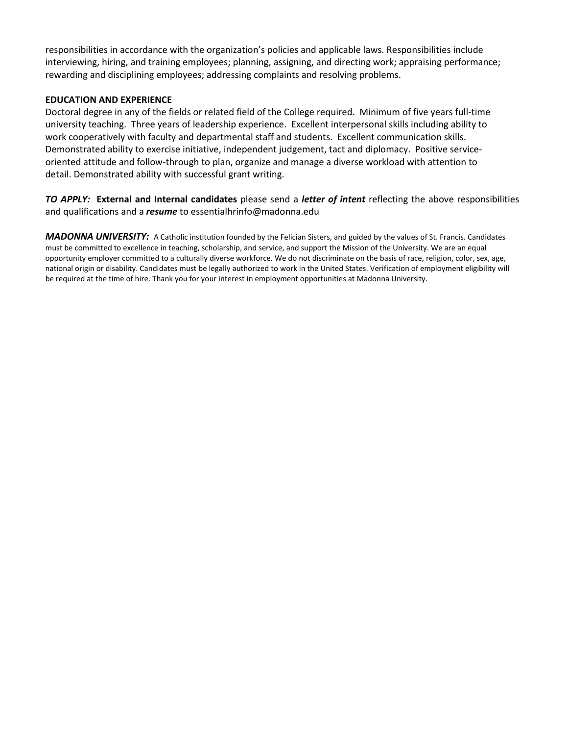responsibilities in accordance with the organization's policies and applicable laws. Responsibilities include interviewing, hiring, and training employees; planning, assigning, and directing work; appraising performance; rewarding and disciplining employees; addressing complaints and resolving problems.

**EDUCATION AND EXPERIENCE**

Doctoral degree in any of the fields or related field of the College required. Minimum of five years full-time university teaching. Three years of leadership experience. Excellent interpersonal skills including ability to work cooperatively with faculty and departmental staff and students. Excellent communication skills. Demonstrated ability to exercise initiative, independent judgement, tact and diplomacy. Positive service-oriented attitude and follow-through to plan, organize and manage a diverse workload with attention to detail. Demonstrated ability with successful grant writing.

***TO APPLY:*** **External and Internal candidates** please send a ***letter of intent*** reflecting the above responsibilities and qualifications and a ***resume*** to essentialhrinfo@madonna.edu

***MADONNA UNIVERSITY:*** A Catholic institution founded by the Felician Sisters, and guided by the values of St. Francis. Candidates must be committed to excellence in teaching, scholarship, and service, and support the Mission of the University. We are an equal opportunity employer committed to a culturally diverse workforce. We do not discriminate on the basis of race, religion, color, sex, age, national origin or disability. Candidates must be legally authorized to work in the United States. Verification of employment eligibility will be required at the time of hire. Thank you for your interest in employment opportunities at Madonna University.